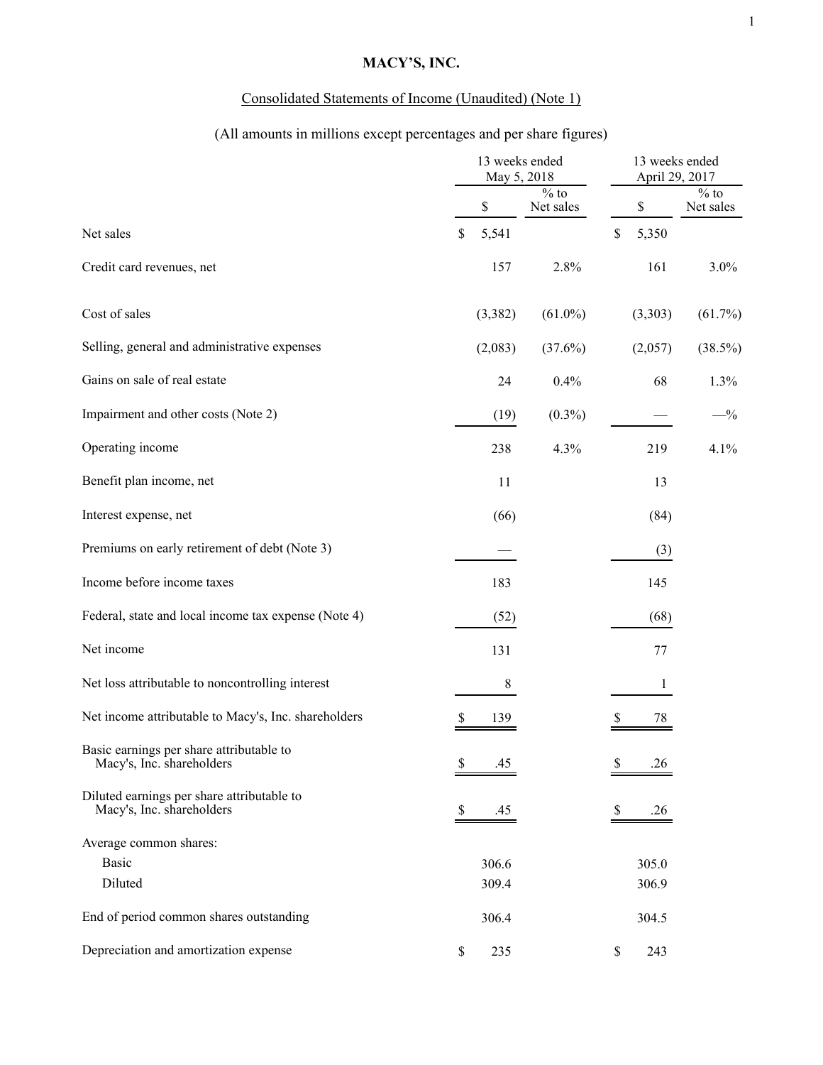# MACY'S, INC.

## Consolidated Statements of Income (Unaudited) (Note 1)

(All amounts in millions except percentages and per share figures)

| | 13 weeks ended May 5, 2018 | | 13 weeks ended April 29, 2017 | |
|---|---|---|---|---|
| | $ | % to Net sales | $ | % to Net sales |
| Net sales | $ 5,541 | | $ 5,350 | |
| Credit card revenues, net | 157 | 2.8% | 161 | 3.0% |
| Cost of sales | (3,382) | (61.0%) | (3,303) | (61.7%) |
| Selling, general and administrative expenses | (2,083) | (37.6%) | (2,057) | (38.5%) |
| Gains on sale of real estate | 24 | 0.4% | 68 | 1.3% |
| Impairment and other costs (Note 2) | (19) | (0.3%) | — | —% |
| Operating income | 238 | 4.3% | 219 | 4.1% |
| Benefit plan income, net | 11 | | 13 | |
| Interest expense, net | (66) | | (84) | |
| Premiums on early retirement of debt (Note 3) | — | | (3) | |
| Income before income taxes | 183 | | 145 | |
| Federal, state and local income tax expense (Note 4) | (52) | | (68) | |
| Net income | 131 | | 77 | |
| Net loss attributable to noncontrolling interest | 8 | | 1 | |
| Net income attributable to Macy's, Inc. shareholders | $ 139 | | $ 78 | |
| Basic earnings per share attributable to Macy's, Inc. shareholders | $ .45 | | $ .26 | |
| Diluted earnings per share attributable to Macy's, Inc. shareholders | $ .45 | | $ .26 | |
| Average common shares: | | | | |
| Basic | 306.6 | | 305.0 | |
| Diluted | 309.4 | | 306.9 | |
| End of period common shares outstanding | 306.4 | | 304.5 | |
| Depreciation and amortization expense | $ 235 | | $ 243 | |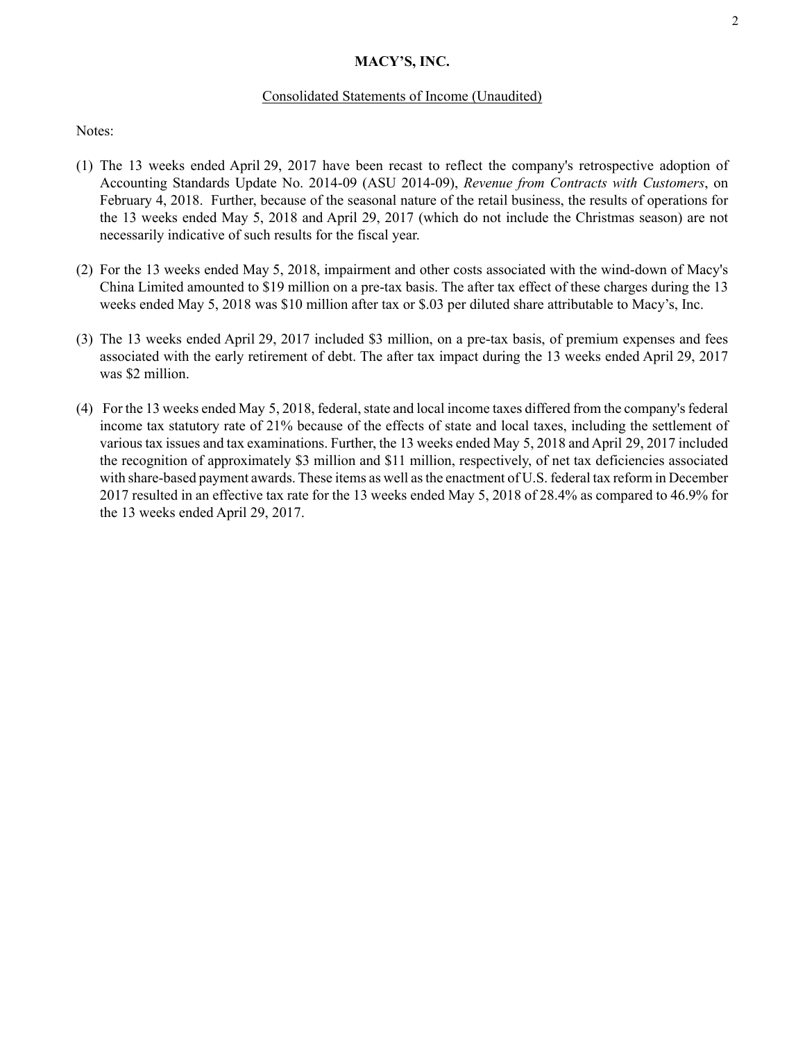**MACY'S, INC.**

Consolidated Statements of Income (Unaudited)

Notes:

(1) The 13 weeks ended April 29, 2017 have been recast to reflect the company's retrospective adoption of Accounting Standards Update No. 2014-09 (ASU 2014-09), *Revenue from Contracts with Customers*, on February 4, 2018. Further, because of the seasonal nature of the retail business, the results of operations for the 13 weeks ended May 5, 2018 and April 29, 2017 (which do not include the Christmas season) are not necessarily indicative of such results for the fiscal year.

(2) For the 13 weeks ended May 5, 2018, impairment and other costs associated with the wind-down of Macy's China Limited amounted to $19 million on a pre-tax basis. The after tax effect of these charges during the 13 weeks ended May 5, 2018 was $10 million after tax or $.03 per diluted share attributable to Macy's, Inc.

(3) The 13 weeks ended April 29, 2017 included $3 million, on a pre-tax basis, of premium expenses and fees associated with the early retirement of debt. The after tax impact during the 13 weeks ended April 29, 2017 was $2 million.

(4) For the 13 weeks ended May 5, 2018, federal, state and local income taxes differed from the company's federal income tax statutory rate of 21% because of the effects of state and local taxes, including the settlement of various tax issues and tax examinations. Further, the 13 weeks ended May 5, 2018 and April 29, 2017 included the recognition of approximately $3 million and $11 million, respectively, of net tax deficiencies associated with share-based payment awards. These items as well as the enactment of U.S. federal tax reform in December 2017 resulted in an effective tax rate for the 13 weeks ended May 5, 2018 of 28.4% as compared to 46.9% for the 13 weeks ended April 29, 2017.